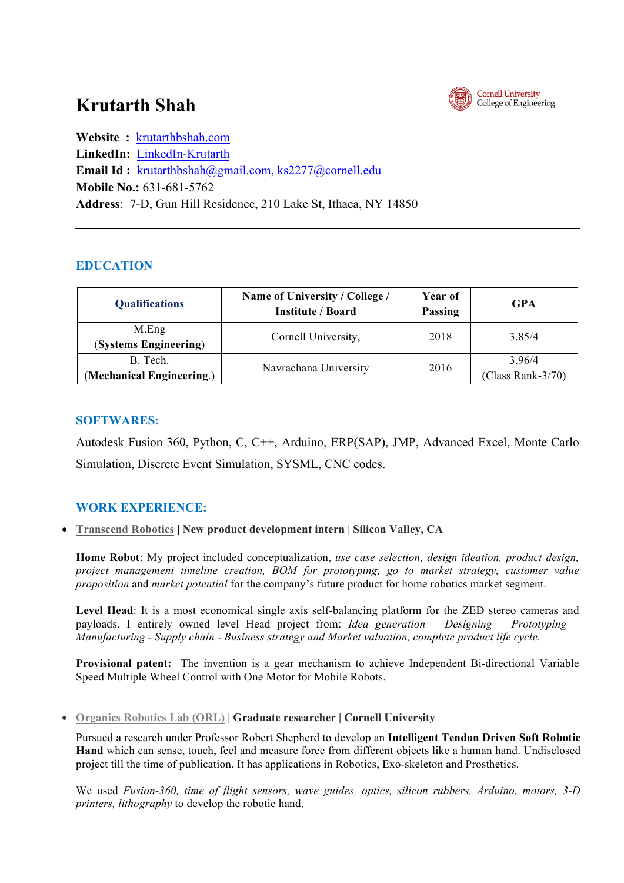# Krutarth Shah

Cornell University College of Engineering

**Website :** krutarthbshah.com
**LinkedIn:** LinkedIn-Krutarth
**Email Id :** krutarthbshah@gmail.com, ks2277@cornell.edu
**Mobile No.:** 631-681-5762
**Address**: 7-D, Gun Hill Residence, 210 Lake St, Ithaca, NY 14850

---

## EDUCATION

| Qualifications | Name of University / College / Institute / Board | Year of Passing | GPA |
|---|---|---|---|
| M.Eng (**Systems Engineering**) | Cornell University, | 2018 | 3.85/4 |
| B. Tech. (**Mechanical Engineering**.) | Navrachana University | 2016 | 3.96/4 (Class Rank-3/70) |

## SOFTWARES:

Autodesk Fusion 360, Python, C, C++, Arduino, ERP(SAP), JMP, Advanced Excel, Monte Carlo Simulation, Discrete Event Simulation, SYSML, CNC codes.

## WORK EXPERIENCE:

- **Transcend Robotics | New product development intern | Silicon Valley, CA**

  **Home Robot**: My project included conceptualization, *use case selection, design ideation, product design, project management timeline creation, BOM for prototyping, go to market strategy, customer value proposition* and *market potential* for the company's future product for home robotics market segment.

  **Level Head**: It is a most economical single axis self-balancing platform for the ZED stereo cameras and payloads. I entirely owned level Head project from: *Idea generation – Designing – Prototyping – Manufacturing - Supply chain - Business strategy and Market valuation, complete product life cycle.*

  **Provisional patent:** The invention is a gear mechanism to achieve Independent Bi-directional Variable Speed Multiple Wheel Control with One Motor for Mobile Robots.

- **Organics Robotics Lab (ORL) | Graduate researcher | Cornell University**

  Pursued a research under Professor Robert Shepherd to develop an **Intelligent Tendon Driven Soft Robotic Hand** which can sense, touch, feel and measure force from different objects like a human hand. Undisclosed project till the time of publication. It has applications in Robotics, Exo-skeleton and Prosthetics.

  We used *Fusion-360, time of flight sensors, wave guides, optics, silicon rubbers, Arduino, motors, 3-D printers, lithography* to develop the robotic hand.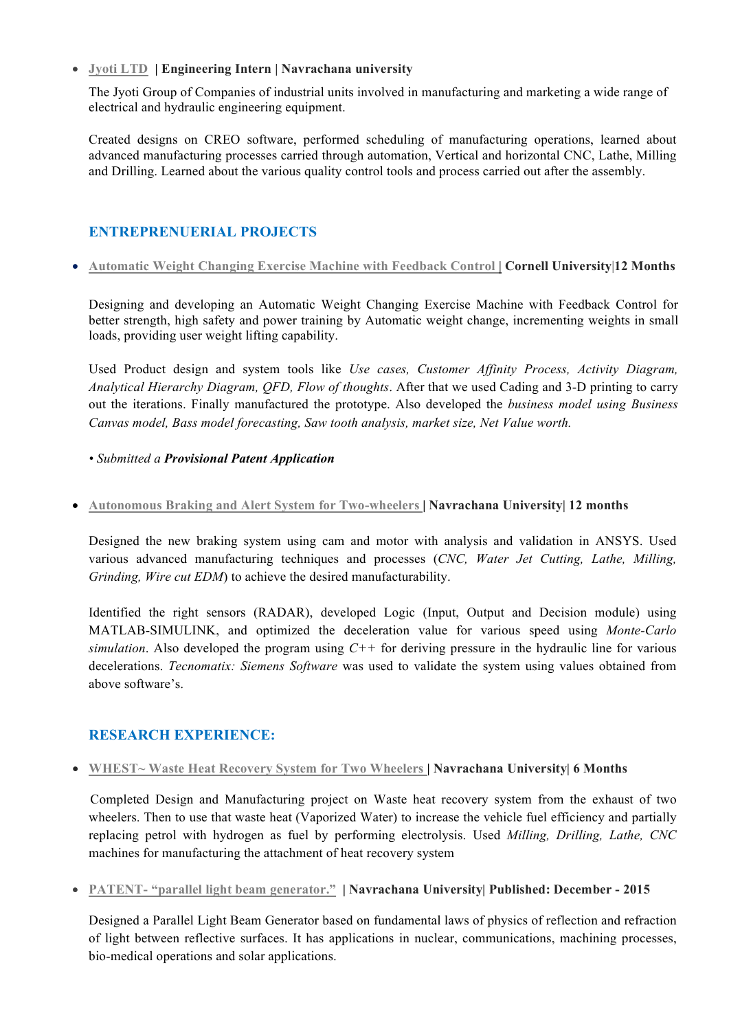- Jyoti LTD | **Engineering Intern | Navrachana university**

  The Jyoti Group of Companies of industrial units involved in manufacturing and marketing a wide range of electrical and hydraulic engineering equipment.

  Created designs on CREO software, performed scheduling of manufacturing operations, learned about advanced manufacturing processes carried through automation, Vertical and horizontal CNC, Lathe, Milling and Drilling. Learned about the various quality control tools and process carried out after the assembly.

## ENTREPRENEURIAL PROJECTS

- Automatic Weight Changing Exercise Machine with Feedback Control | **Cornell University|12 Months**

  Designing and developing an Automatic Weight Changing Exercise Machine with Feedback Control for better strength, high safety and power training by Automatic weight change, incrementing weights in small loads, providing user weight lifting capability.

  Used Product design and system tools like *Use cases, Customer Affinity Process, Activity Diagram, Analytical Hierarchy Diagram, QFD, Flow of thoughts*. After that we used Cading and 3-D printing to carry out the iterations. Finally manufactured the prototype. Also developed the *business model using Business Canvas model, Bass model forecasting, Saw tooth analysis, market size, Net Value worth.*

  *• Submitted a* ***Provisional Patent Application***

- Autonomous Braking and Alert System for Two-wheelers | **Navrachana University| 12 months**

  Designed the new braking system using cam and motor with analysis and validation in ANSYS. Used various advanced manufacturing techniques and processes (*CNC, Water Jet Cutting, Lathe, Milling, Grinding, Wire cut EDM*) to achieve the desired manufacturability.

  Identified the right sensors (RADAR), developed Logic (Input, Output and Decision module) using MATLAB-SIMULINK, and optimized the deceleration value for various speed using *Monte-Carlo simulation*. Also developed the program using *C++* for deriving pressure in the hydraulic line for various decelerations. *Tecnomatix: Siemens Software* was used to validate the system using values obtained from above software's.

## RESEARCH EXPERIENCE:

- WHEST~ Waste Heat Recovery System for Two Wheelers | **Navrachana University| 6 Months**

  Completed Design and Manufacturing project on Waste heat recovery system from the exhaust of two wheelers. Then to use that waste heat (Vaporized Water) to increase the vehicle fuel efficiency and partially replacing petrol with hydrogen as fuel by performing electrolysis. Used *Milling, Drilling, Lathe, CNC* machines for manufacturing the attachment of heat recovery system

- PATENT- "parallel light beam generator." | **Navrachana University| Published: December - 2015**

  Designed a Parallel Light Beam Generator based on fundamental laws of physics of reflection and refraction of light between reflective surfaces. It has applications in nuclear, communications, machining processes, bio-medical operations and solar applications.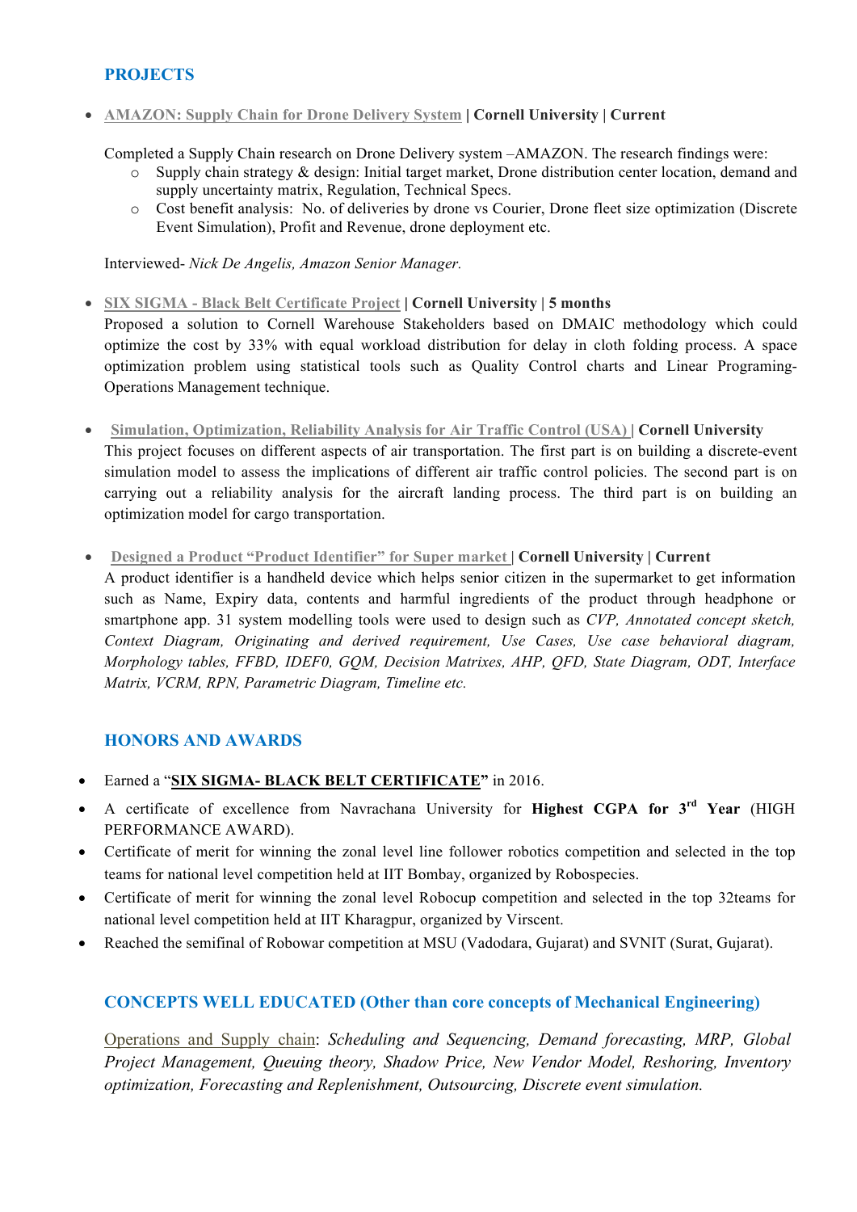## PROJECTS

- AMAZON: Supply Chain for Drone Delivery System **| Cornell University | Current**

  Completed a Supply Chain research on Drone Delivery system –AMAZON. The research findings were:
  - Supply chain strategy & design: Initial target market, Drone distribution center location, demand and supply uncertainty matrix, Regulation, Technical Specs.
  - Cost benefit analysis: No. of deliveries by drone vs Courier, Drone fleet size optimization (Discrete Event Simulation), Profit and Revenue, drone deployment etc.

  Interviewed- *Nick De Angelis, Amazon Senior Manager.*

- SIX SIGMA - Black Belt Certificate Project **| Cornell University | 5 months**
  Proposed a solution to Cornell Warehouse Stakeholders based on DMAIC methodology which could optimize the cost by 33% with equal workload distribution for delay in cloth folding process. A space optimization problem using statistical tools such as Quality Control charts and Linear Programing-Operations Management technique.

- Simulation, Optimization, Reliability Analysis for Air Traffic Control (USA) **| Cornell University**
  This project focuses on different aspects of air transportation. The first part is on building a discrete-event simulation model to assess the implications of different air traffic control policies. The second part is on carrying out a reliability analysis for the aircraft landing process. The third part is on building an optimization model for cargo transportation.

- Designed a Product "Product Identifier" for Super market **| Cornell University | Current**
  A product identifier is a handheld device which helps senior citizen in the supermarket to get information such as Name, Expiry data, contents and harmful ingredients of the product through headphone or smartphone app. 31 system modelling tools were used to design such as *CVP, Annotated concept sketch, Context Diagram, Originating and derived requirement, Use Cases, Use case behavioral diagram, Morphology tables, FFBD, IDEF0, GQM, Decision Matrixes, AHP, QFD, State Diagram, ODT, Interface Matrix, VCRM, RPN, Parametric Diagram, Timeline etc.*

## HONORS AND AWARDS

- Earned a "**SIX SIGMA- BLACK BELT CERTIFICATE**" in 2016.
- A certificate of excellence from Navrachana University for **Highest CGPA for 3rd Year** (HIGH PERFORMANCE AWARD).
- Certificate of merit for winning the zonal level line follower robotics competition and selected in the top teams for national level competition held at IIT Bombay, organized by Robospecies.
- Certificate of merit for winning the zonal level Robocup competition and selected in the top 32teams for national level competition held at IIT Kharagpur, organized by Virscent.
- Reached the semifinal of Robowar competition at MSU (Vadodara, Gujarat) and SVNIT (Surat, Gujarat).

## CONCEPTS WELL EDUCATED (Other than core concepts of Mechanical Engineering)

Operations and Supply chain: *Scheduling and Sequencing, Demand forecasting, MRP, Global Project Management, Queuing theory, Shadow Price, New Vendor Model, Reshoring, Inventory optimization, Forecasting and Replenishment, Outsourcing, Discrete event simulation.*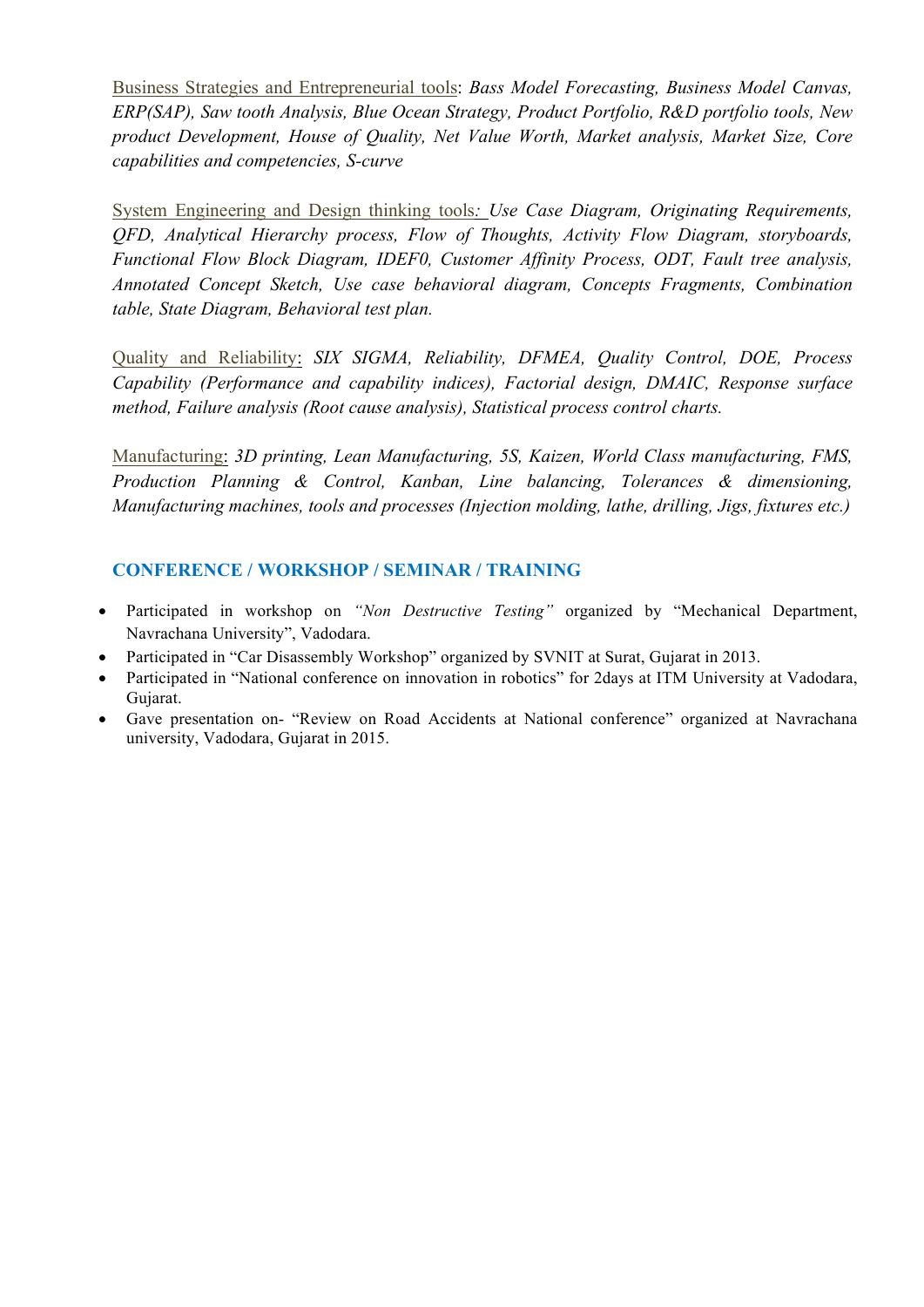Business Strategies and Entrepreneurial tools: *Bass Model Forecasting, Business Model Canvas, ERP(SAP), Saw tooth Analysis, Blue Ocean Strategy, Product Portfolio, R&D portfolio tools, New product Development, House of Quality, Net Value Worth, Market analysis, Market Size, Core capabilities and competencies, S-curve*

System Engineering and Design thinking tools*: Use Case Diagram, Originating Requirements, QFD, Analytical Hierarchy process, Flow of Thoughts, Activity Flow Diagram, storyboards, Functional Flow Block Diagram, IDEF0, Customer Affinity Process, ODT, Fault tree analysis, Annotated Concept Sketch, Use case behavioral diagram, Concepts Fragments, Combination table, State Diagram, Behavioral test plan.*

Quality and Reliability: *SIX SIGMA, Reliability, DFMEA, Quality Control, DOE, Process Capability (Performance and capability indices), Factorial design, DMAIC, Response surface method, Failure analysis (Root cause analysis), Statistical process control charts.*

Manufacturing: *3D printing, Lean Manufacturing, 5S, Kaizen, World Class manufacturing, FMS, Production Planning & Control, Kanban, Line balancing, Tolerances & dimensioning, Manufacturing machines, tools and processes (Injection molding, lathe, drilling, Jigs, fixtures etc.)*

## CONFERENCE / WORKSHOP / SEMINAR / TRAINING

- Participated in workshop on *"Non Destructive Testing"* organized by "Mechanical Department, Navrachana University", Vadodara.
- Participated in "Car Disassembly Workshop" organized by SVNIT at Surat, Gujarat in 2013.
- Participated in "National conference on innovation in robotics" for 2days at ITM University at Vadodara, Gujarat.
- Gave presentation on- "Review on Road Accidents at National conference" organized at Navrachana university, Vadodara, Gujarat in 2015.